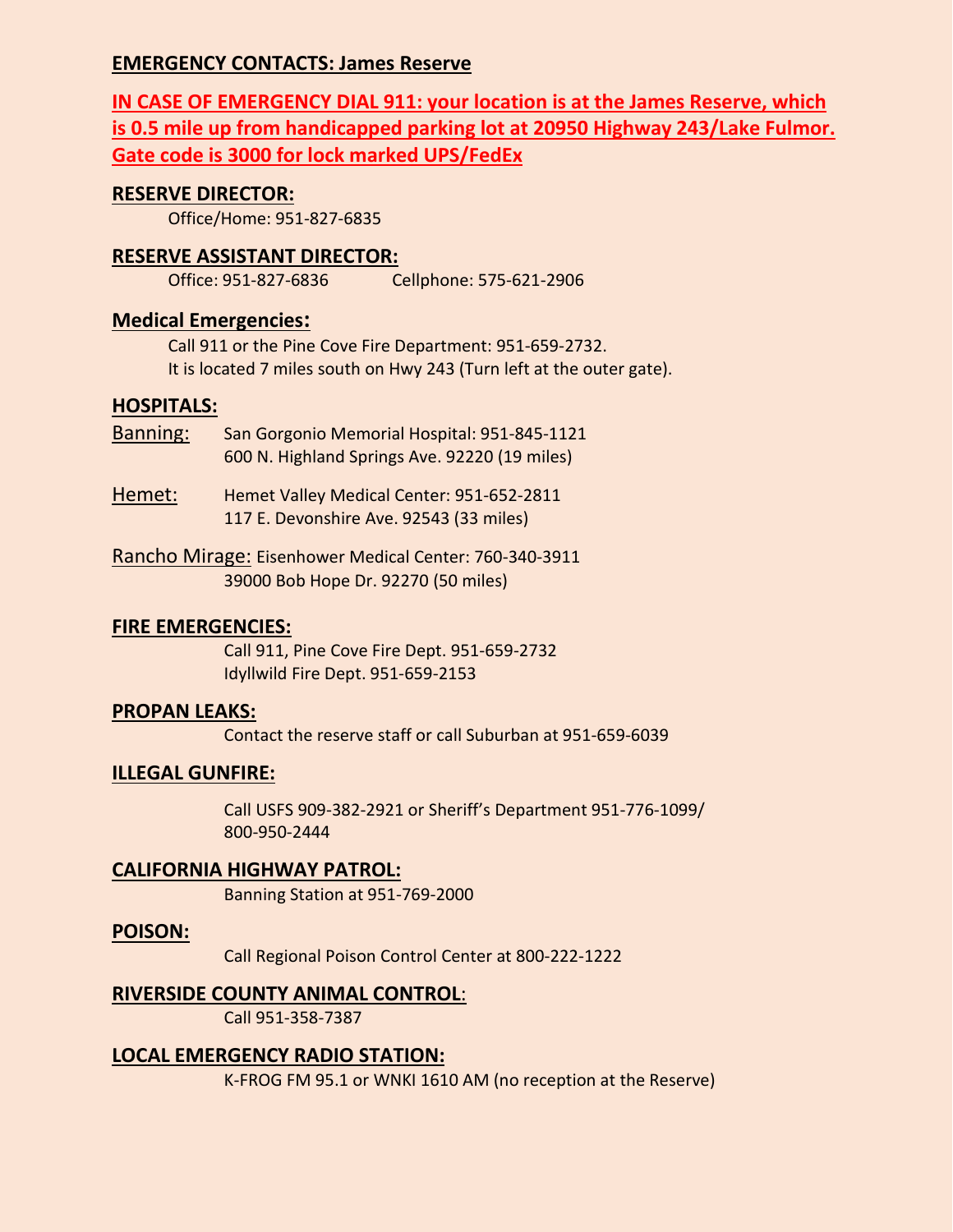## EMERGENCY CONTACTS: James Reserve

**IN CASE OF EMERGENCY DIAL 911: your location is at the James Reserve, which is 0.5 mile up from handicapped parking lot at 20950 Highway 243/Lake Fulmor. Gate code is 3000 for lock marked UPS/FedEx**

### RESERVE DIRECTOR:

Office/Home: 951-827-6835

### RESERVE ASSISTANT DIRECTOR:

Office: 951-827-6836 Cellphone: 575-621-2906

### Medical Emergencies:

Call 911 or the Pine Cove Fire Department: 951-659-2732.
It is located 7 miles south on Hwy 243 (Turn left at the outer gate).

### HOSPITALS:

Banning: San Gorgonio Memorial Hospital: 951-845-1121
600 N. Highland Springs Ave. 92220 (19 miles)

Hemet: Hemet Valley Medical Center: 951-652-2811
117 E. Devonshire Ave. 92543 (33 miles)

Rancho Mirage: Eisenhower Medical Center: 760-340-3911
39000 Bob Hope Dr. 92270 (50 miles)

### FIRE EMERGENCIES:

Call 911, Pine Cove Fire Dept. 951-659-2732
Idyllwild Fire Dept. 951-659-2153

### PROPAN LEAKS:

Contact the reserve staff or call Suburban at 951-659-6039

### ILLEGAL GUNFIRE:

Call USFS 909-382-2921 or Sheriff's Department 951-776-1099/ 800-950-2444

### CALIFORNIA HIGHWAY PATROL:

Banning Station at 951-769-2000

### POISON:

Call Regional Poison Control Center at 800-222-1222

### RIVERSIDE COUNTY ANIMAL CONTROL:

Call 951-358-7387

### LOCAL EMERGENCY RADIO STATION:

K-FROG FM 95.1 or WNKI 1610 AM (no reception at the Reserve)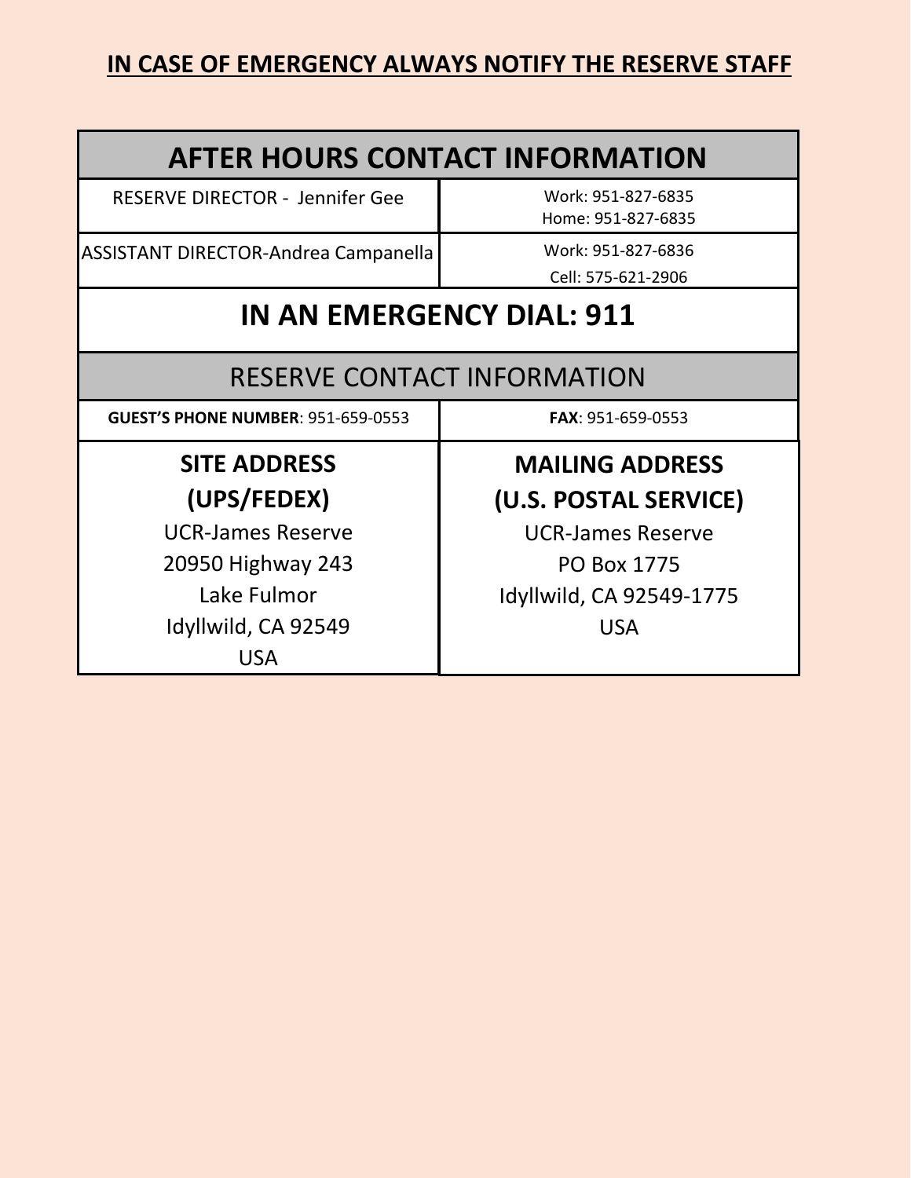**IN CASE OF EMERGENCY ALWAYS NOTIFY THE RESERVE STAFF**

| AFTER HOURS CONTACT INFORMATION | |
|---|---|
| RESERVE DIRECTOR - Jennifer Gee | Work: 951-827-6835<br>Home: 951-827-6835 |
| ASSISTANT DIRECTOR-Andrea Campanella | Work: 951-827-6836<br>Cell: 575-621-2906 |
| **IN AN EMERGENCY DIAL: 911** | |
| RESERVE CONTACT INFORMATION | |
| **GUEST'S PHONE NUMBER**: 951-659-0553 | **FAX**: 951-659-0553 |
| **SITE ADDRESS (UPS/FEDEX)**<br>UCR-James Reserve<br>20950 Highway 243<br>Lake Fulmor<br>Idyllwild, CA 92549<br>USA | **MAILING ADDRESS (U.S. POSTAL SERVICE)**<br>UCR-James Reserve<br>PO Box 1775<br>Idyllwild, CA 92549-1775<br>USA |